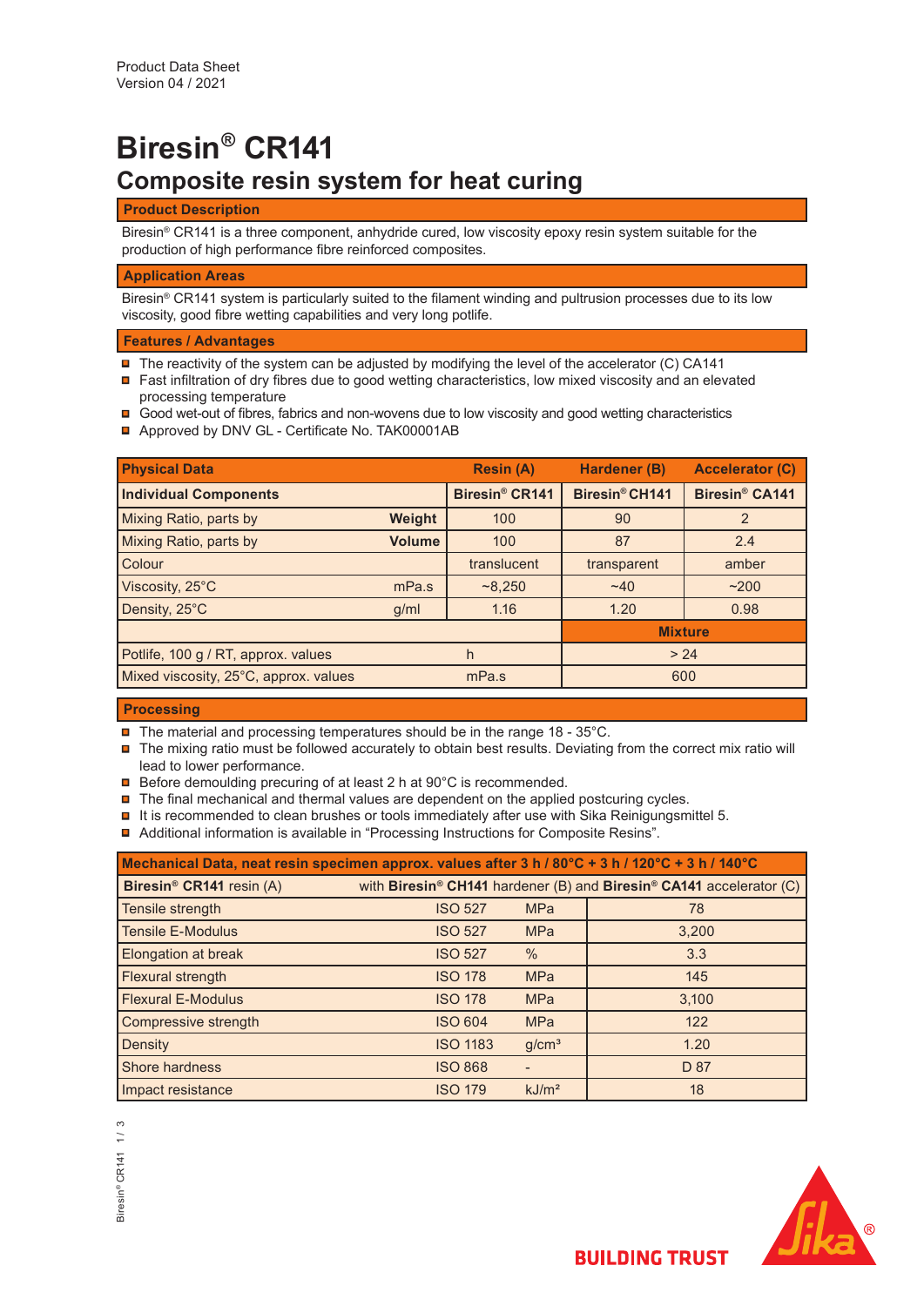Product Data Sheet
Version 04 / 2021

# Biresin® CR141

## Composite resin system for heat curing

### Product Description

Biresin® CR141 is a three component, anhydride cured, low viscosity epoxy resin system suitable for the production of high performance fibre reinforced composites.

### Application Areas

Biresin® CR141 system is particularly suited to the filament winding and pultrusion processes due to its low viscosity, good fibre wetting capabilities and very long potlife.

### Features / Advantages

- The reactivity of the system can be adjusted by modifying the level of the accelerator (C) CA141
- Fast infiltration of dry fibres due to good wetting characteristics, low mixed viscosity and an elevated processing temperature
- Good wet-out of fibres, fabrics and non-wovens due to low viscosity and good wetting characteristics
- Approved by DNV GL - Certificate No. TAK00001AB

| Physical Data | | Resin (A) | Hardener (B) | Accelerator (C) |
|---|---|---|---|---|
| **Individual Components** | | **Biresin® CR141** | **Biresin® CH141** | **Biresin® CA141** |
| Mixing Ratio, parts by | **Weight** | 100 | 90 | 2 |
| Mixing Ratio, parts by | **Volume** | 100 | 87 | 2.4 |
| Colour | | translucent | transparent | amber |
| Viscosity, 25°C | mPa.s | ~8,250 | ~40 | ~200 |
| Density, 25°C | g/ml | 1.16 | 1.20 | 0.98 |
| | | | **Mixture** | |
| Potlife, 100 g / RT, approx. values | h | | > 24 | |
| Mixed viscosity, 25°C, approx. values | mPa.s | | 600 | |

### Processing

- The material and processing temperatures should be in the range 18 - 35°C.
- The mixing ratio must be followed accurately to obtain best results. Deviating from the correct mix ratio will lead to lower performance.
- Before demoulding precuring of at least 2 h at 90°C is recommended.
- The final mechanical and thermal values are dependent on the applied postcuring cycles.
- It is recommended to clean brushes or tools immediately after use with Sika Reinigungsmittel 5.
- Additional information is available in “Processing Instructions for Composite Resins”.

| Mechanical Data, neat resin specimen approx. values after 3 h / 80°C + 3 h / 120°C + 3 h / 140°C | | | |
|---|---|---|---|
| **Biresin® CR141** resin (A) | with **Biresin® CH141** hardener (B) and **Biresin® CA141** accelerator (C) | | |
| Tensile strength | ISO 527 | MPa | 78 |
| Tensile E-Modulus | ISO 527 | MPa | 3,200 |
| Elongation at break | ISO 527 | % | 3.3 |
| Flexural strength | ISO 178 | MPa | 145 |
| Flexural E-Modulus | ISO 178 | MPa | 3,100 |
| Compressive strength | ISO 604 | MPa | 122 |
| Density | ISO 1183 | g/cm³ | 1.20 |
| Shore hardness | ISO 868 | - | D 87 |
| Impact resistance | ISO 179 | kJ/m² | 18 |

BUILDING TRUST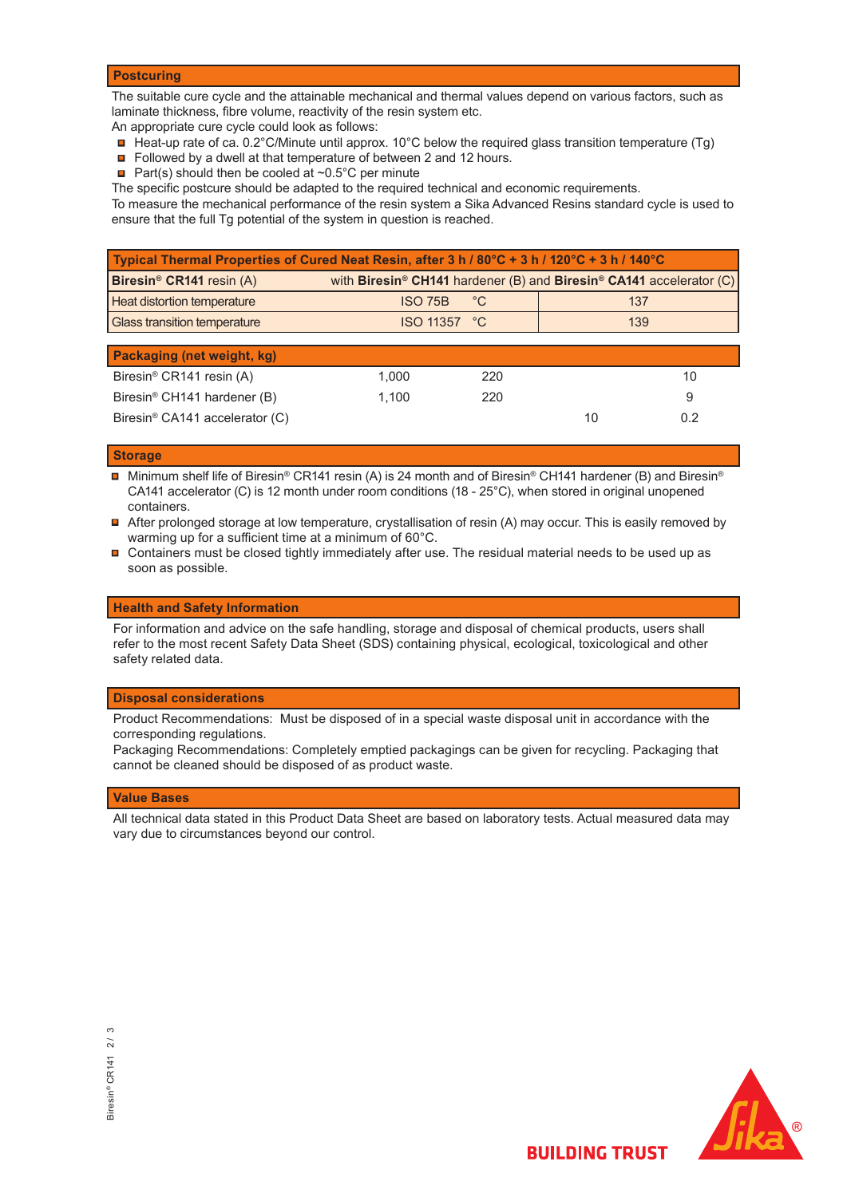## Postcuring

The suitable cure cycle and the attainable mechanical and thermal values depend on various factors, such as laminate thickness, fibre volume, reactivity of the resin system etc.
An appropriate cure cycle could look as follows:

- Heat-up rate of ca. 0.2°C/Minute until approx. 10°C below the required glass transition temperature (Tg)
- Followed by a dwell at that temperature of between 2 and 12 hours.
- Part(s) should then be cooled at ~0.5°C per minute

The specific postcure should be adapted to the required technical and economic requirements.
To measure the mechanical performance of the resin system a Sika Advanced Resins standard cycle is used to ensure that the full Tg potential of the system in question is reached.

## Typical Thermal Properties of Cured Neat Resin, after 3 h / 80°C + 3 h / 120°C + 3 h / 140°C

| **Biresin® CR141** resin (A) | with **Biresin® CH141** hardener (B) and **Biresin® CA141** accelerator (C) | | |
|---|---|---|---|
| Heat distortion temperature | ISO 75B | °C | 137 |
| Glass transition temperature | ISO 11357 | °C | 139 |

## Packaging (net weight, kg)

| | | | | |
|---|---|---|---|---|
| Biresin® CR141 resin (A) | 1,000 | 220 | | 10 |
| Biresin® CH141 hardener (B) | 1,100 | 220 | | 9 |
| Biresin® CA141 accelerator (C) | | | 10 | 0.2 |

## Storage

- Minimum shelf life of Biresin® CR141 resin (A) is 24 month and of Biresin® CH141 hardener (B) and Biresin® CA141 accelerator (C) is 12 month under room conditions (18 - 25°C), when stored in original unopened containers.
- After prolonged storage at low temperature, crystallisation of resin (A) may occur. This is easily removed by warming up for a sufficient time at a minimum of 60°C.
- Containers must be closed tightly immediately after use. The residual material needs to be used up as soon as possible.

## Health and Safety Information

For information and advice on the safe handling, storage and disposal of chemical products, users shall refer to the most recent Safety Data Sheet (SDS) containing physical, ecological, toxicological and other safety related data.

## Disposal considerations

Product Recommendations: Must be disposed of in a special waste disposal unit in accordance with the corresponding regulations.
Packaging Recommendations: Completely emptied packagings can be given for recycling. Packaging that cannot be cleaned should be disposed of as product waste.

## Value Bases

All technical data stated in this Product Data Sheet are based on laboratory tests. Actual measured data may vary due to circumstances beyond our control.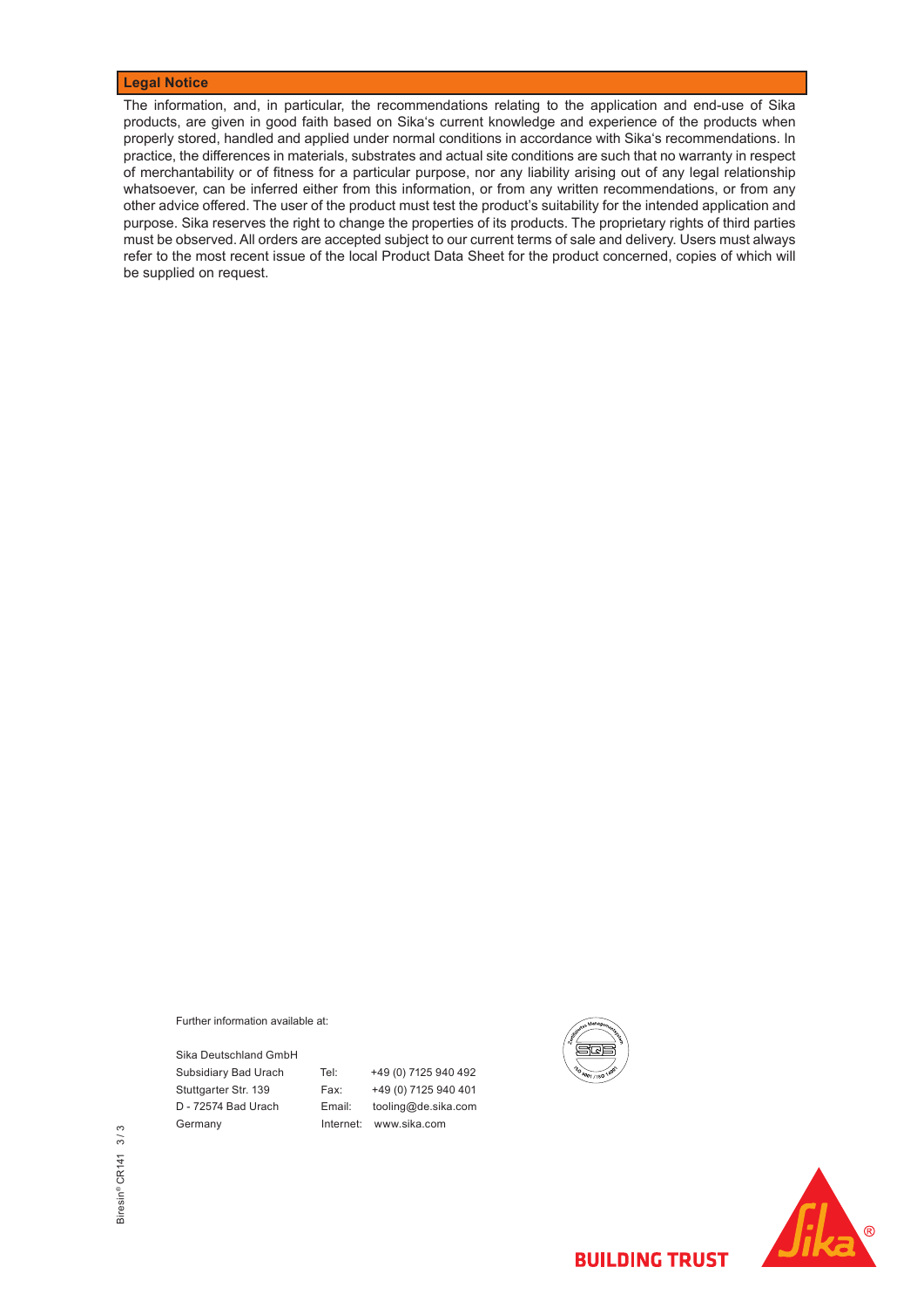## Legal Notice

The information, and, in particular, the recommendations relating to the application and end-use of Sika products, are given in good faith based on Sika's current knowledge and experience of the products when properly stored, handled and applied under normal conditions in accordance with Sika's recommendations. In practice, the differences in materials, substrates and actual site conditions are such that no warranty in respect of merchantability or of fitness for a particular purpose, nor any liability arising out of any legal relationship whatsoever, can be inferred either from this information, or from any written recommendations, or from any other advice offered. The user of the product must test the product's suitability for the intended application and purpose. Sika reserves the right to change the properties of its products. The proprietary rights of third parties must be observed. All orders are accepted subject to our current terms of sale and delivery. Users must always refer to the most recent issue of the local Product Data Sheet for the product concerned, copies of which will be supplied on request.

Further information available at:

| | | |
|---|---|---|
| Sika Deutschland GmbH | | |
| Subsidiary Bad Urach | Tel: | +49 (0) 7125 940 492 |
| Stuttgarter Str. 139 | Fax: | +49 (0) 7125 940 401 |
| D - 72574 Bad Urach | Email: | tooling@de.sika.com |
| Germany | Internet: | www.sika.com |

BUILDING TRUST